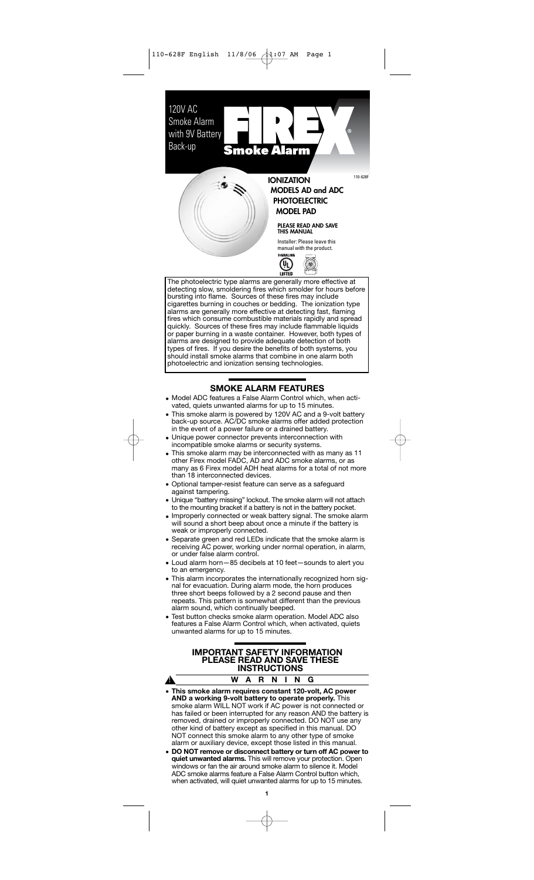120V AC Smoke Alarm with 9V Battery Back-up

# FIREX® Smoke Alarm

110-628F

## IONIZATION MODELS AD and ADC
## PHOTOELECTRIC MODEL PAD

**PLEASE READ AND SAVE THIS MANUAL**

Installer: Please leave this manual with the product.

The photoelectric type alarms are generally more effective at detecting slow, smoldering fires which smolder for hours before bursting into flame. Sources of these fires may include cigarettes burning in couches or bedding. The ionization type alarms are generally more effective at detecting fast, flaming fires which consume combustible materials rapidly and spread quickly. Sources of these fires may include flammable liquids or paper burning in a waste container. However, both types of alarms are designed to provide adequate detection of both types of fires. If you desire the benefits of both systems, you should install smoke alarms that combine in one alarm both photoelectric and ionization sensing technologies.

## SMOKE ALARM FEATURES

- Model ADC features a False Alarm Control which, when activated, quiets unwanted alarms for up to 15 minutes.
- This smoke alarm is powered by 120V AC and a 9-volt battery back-up source. AC/DC smoke alarms offer added protection in the event of a power failure or a drained battery.
- Unique power connector prevents interconnection with incompatible smoke alarms or security systems.
- This smoke alarm may be interconnected with as many as 11 other Firex model FADC, AD and ADC smoke alarms, or as many as 6 Firex model ADH heat alarms for a total of not more than 18 interconnected devices.
- Optional tamper-resist feature can serve as a safeguard against tampering.
- Unique "battery missing" lockout. The smoke alarm will not attach to the mounting bracket if a battery is not in the battery pocket.
- Improperly connected or weak battery signal. The smoke alarm will sound a short beep about once a minute if the battery is weak or improperly connected.
- Separate green and red LEDs indicate that the smoke alarm is receiving AC power, working under normal operation, in alarm, or under false alarm control.
- Loud alarm horn—85 decibels at 10 feet—sounds to alert you to an emergency.
- This alarm incorporates the internationally recognized horn signal for evacuation. During alarm mode, the horn produces three short beeps followed by a 2 second pause and then repeats. This pattern is somewhat different than the previous alarm sound, which continually beeped.
- Test button checks smoke alarm operation. Model ADC also features a False Alarm Control which, when activated, quiets unwanted alarms for up to 15 minutes.

## IMPORTANT SAFETY INFORMATION PLEASE READ AND SAVE THESE INSTRUCTIONS

### ⚠ WARNING

- **This smoke alarm requires constant 120-volt, AC power AND a working 9-volt battery to operate properly.** This smoke alarm WILL NOT work if AC power is not connected or has failed or been interrupted for any reason AND the battery is removed, drained or improperly connected. DO NOT use any other kind of battery except as specified in this manual. DO NOT connect this smoke alarm to any other type of smoke alarm or auxiliary device, except those listed in this manual.
- **DO NOT remove or disconnect battery or turn off AC power to quiet unwanted alarms.** This will remove your protection. Open windows or fan the air around smoke alarm to silence it. Model ADC smoke alarms feature a False Alarm Control button which, when activated, will quiet unwanted alarms for up to 15 minutes.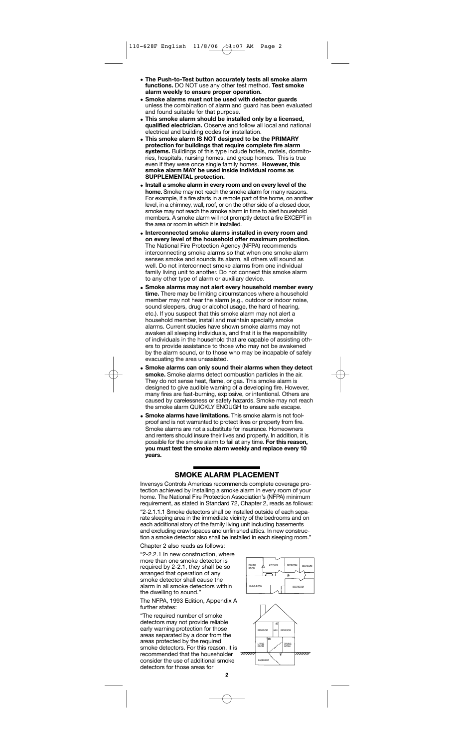- **The Push-to-Test button accurately tests all smoke alarm functions.** DO NOT use any other test method. **Test smoke alarm weekly to ensure proper operation.**
- **Smoke alarms must not be used with detector guards** unless the combination of alarm and guard has been evaluated and found suitable for that purpose.
- **This smoke alarm should be installed only by a licensed, qualified electrician.** Observe and follow all local and national electrical and building codes for installation.
- **This smoke alarm IS NOT designed to be the PRIMARY protection for buildings that require complete fire alarm systems.** Buildings of this type include hotels, motels, dormitories, hospitals, nursing homes, and group homes. This is true even if they were once single family homes. **However, this smoke alarm MAY be used inside individual rooms as SUPPLEMENTAL protection.**
- **Install a smoke alarm in every room and on every level of the home.** Smoke may not reach the smoke alarm for many reasons. For example, if a fire starts in a remote part of the home, on another level, in a chimney, wall, roof, or on the other side of a closed door, smoke may not reach the smoke alarm in time to alert household members. A smoke alarm will not promptly detect a fire EXCEPT in the area or room in which it is installed.
- **Interconnected smoke alarms installed in every room and on every level of the household offer maximum protection.** The National Fire Protection Agency (NFPA) recommends interconnecting smoke alarms so that when one smoke alarm senses smoke and sounds its alarm, all others will sound as well. Do not interconnect smoke alarms from one individual family living unit to another. Do not connect this smoke alarm to any other type of alarm or auxiliary device.
- **Smoke alarms may not alert every household member every time.** There may be limiting circumstances where a household member may not hear the alarm (e.g., outdoor or indoor noise, sound sleepers, drug or alcohol usage, the hard of hearing, etc.). If you suspect that this smoke alarm may not alert a household member, install and maintain specialty smoke alarms. Current studies have shown smoke alarms may not awaken all sleeping individuals, and that it is the responsibility of individuals in the household that are capable of assisting others to provide assistance to those who may not be awakened by the alarm sound, or to those who may be incapable of safely evacuating the area unassisted.
- **Smoke alarms can only sound their alarms when they detect smoke.** Smoke alarms detect combustion particles in the air. They do not sense heat, flame, or gas. This smoke alarm is designed to give audible warning of a developing fire. However, many fires are fast-burning, explosive, or intentional. Others are caused by carelessness or safety hazards. Smoke may not reach the smoke alarm QUICKLY ENOUGH to ensure safe escape.
- **Smoke alarms have limitations.** This smoke alarm is not foolproof and is not warranted to protect lives or property from fire. Smoke alarms are not a substitute for insurance. Homeowners and renters should insure their lives and property. In addition, it is possible for the smoke alarm to fail at any time. **For this reason, you must test the smoke alarm weekly and replace every 10 years.**

## SMOKE ALARM PLACEMENT

Invensys Controls Americas recommends complete coverage protection achieved by installing a smoke alarm in every room of your home. The National Fire Protection Association's (NFPA) minimum requirement, as stated in Standard 72, Chapter 2, reads as follows:

"2-2.1.1.1 Smoke detectors shall be installed outside of each separate sleeping area in the immediate vicinity of the bedrooms and on each additional story of the family living unit including basements and excluding crawl spaces and unfinished attics. In new construction a smoke detector also shall be installed in each sleeping room."

Chapter 2 also reads as follows:

"2-2.2.1 In new construction, where more than one smoke detector is required by 2-2.1, they shall be so arranged that operation of any smoke detector shall cause the alarm in all smoke detectors within the dwelling to sound."

The NFPA, 1993 Edition, Appendix A further states:

"The required number of smoke detectors may not provide reliable early warning protection for those areas separated by a door from the areas protected by the required smoke detectors. For this reason, it is recommended that the householder consider the use of additional smoke detectors for those areas for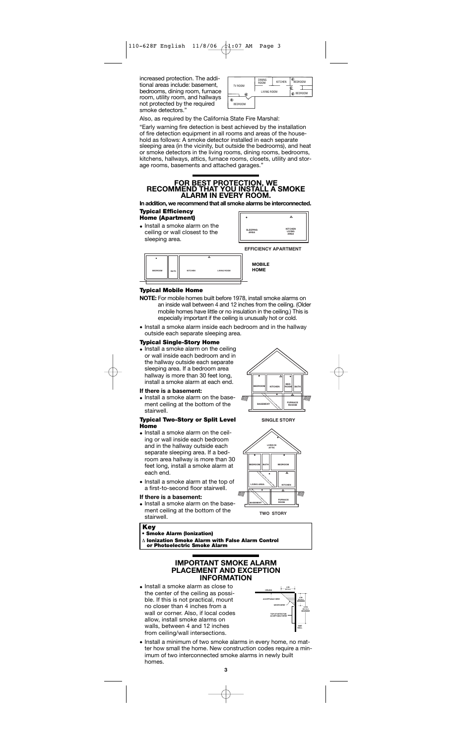increased protection. The additional areas include: basement, bedrooms, dining room, furnace room, utility room, and hallways not protected by the required smoke detectors."

Also, as required by the California State Fire Marshal:

"Early warning fire detection is best achieved by the installation of fire detection equipment in all rooms and areas of the household as follows: A smoke detector installed in each separate sleeping area (in the vicinity, but outside the bedrooms), and heat or smoke detectors in the living rooms, dining rooms, bedrooms, kitchens, hallways, attics, furnace rooms, closets, utility and storage rooms, basements and attached garages."

## FOR BEST PROTECTION, WE RECOMMEND THAT YOU INSTALL A SMOKE ALARM IN EVERY ROOM.

**In addition, we recommend that all smoke alarms be interconnected.**

### Typical Efficiency Home (Apartment)

- Install a smoke alarm on the ceiling or wall closest to the sleeping area.

EFFICIENCY APARTMENT

MOBILE HOME

### Typical Mobile Home

**NOTE:** For mobile homes built before 1978, install smoke alarms on an inside wall between 4 and 12 inches from the ceiling. (Older mobile homes have little or no insulation in the ceiling.) This is especially important if the ceiling is unusually hot or cold.

- Install a smoke alarm inside each bedroom and in the hallway outside each separate sleeping area.

### Typical Single-Story Home

- Install a smoke alarm on the ceiling or wall inside each bedroom and in the hallway outside each separate sleeping area. If a bedroom area hallway is more than 30 feet long, install a smoke alarm at each end.

**If there is a basement:**

- Install a smoke alarm on the basement ceiling at the bottom of the stairwell.

SINGLE STORY

### Typical Two-Story or Split Level Home

- Install a smoke alarm on the ceiling or wall inside each bedroom and in the hallway outside each separate sleeping area. If a bedroom area hallway is more than 30 feet long, install a smoke alarm at each end.
- Install a smoke alarm at the top of a first-to-second floor stairwell.

**If there is a basement:**

- Install a smoke alarm on the basement ceiling at the bottom of the stairwell.

TWO STORY

### Key

- **Smoke Alarm (Ionization)**

**∆ Ionization Smoke Alarm with False Alarm Control or Photoelectric Smoke Alarm**

## IMPORTANT SMOKE ALARM PLACEMENT AND EXCEPTION INFORMATION

- Install a smoke alarm as close to the center of the ceiling as possible. If this is not practical, mount no closer than 4 inches from a wall or corner. Also, if local codes allow, install smoke alarms on walls, between 4 and 12 inches from ceiling/wall intersections.
- Install a minimum of two smoke alarms in every home, no matter how small the home. New construction codes require a minimum of two interconnected smoke alarms in newly built homes.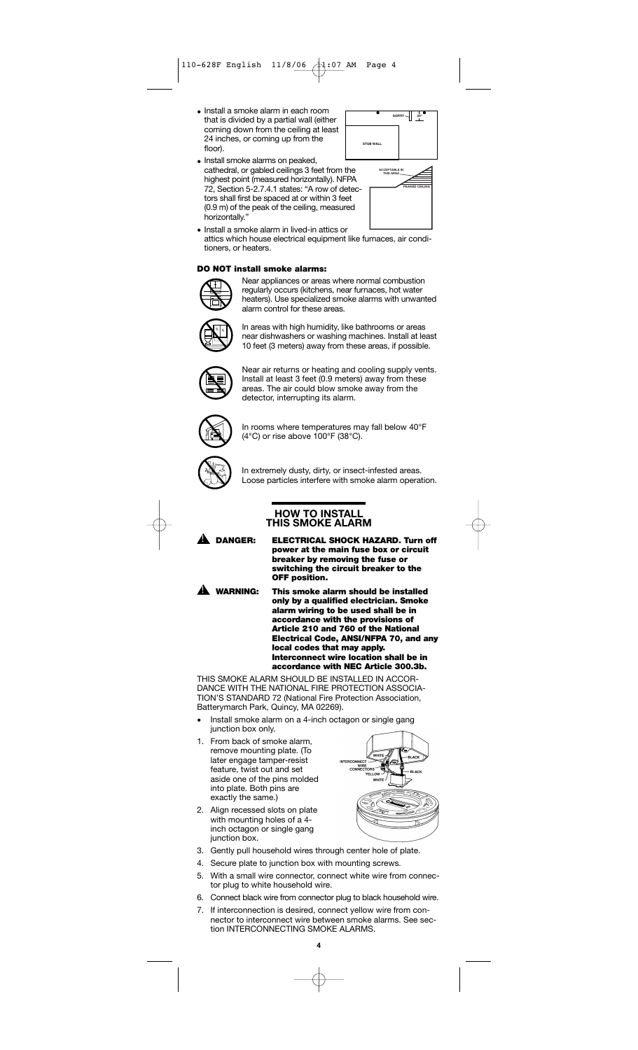- Install a smoke alarm in each room that is divided by a partial wall (either coming down from the ceiling at least 24 inches, or coming up from the floor).
- Install smoke alarms on peaked, cathedral, or gabled ceilings 3 feet from the highest point (measured horizontally). NFPA 72, Section 5-2.7.4.1 states: "A row of detectors shall first be spaced at or within 3 feet (0.9 m) of the peak of the ceiling, measured horizontally."
- Install a smoke alarm in lived-in attics or attics which house electrical equipment like furnaces, air conditioners, or heaters.

**DO NOT install smoke alarms:**

Near appliances or areas where normal combustion regularly occurs (kitchens, near furnaces, hot water heaters). Use specialized smoke alarms with unwanted alarm control for these areas.

In areas with high humidity, like bathrooms or areas near dishwashers or washing machines. Install at least 10 feet (3 meters) away from these areas, if possible.

Near air returns or heating and cooling supply vents. Install at least 3 feet (0.9 meters) away from these areas. The air could blow smoke away from the detector, interrupting its alarm.

In rooms where temperatures may fall below 40°F (4°C) or rise above 100°F (38°C).

In extremely dusty, dirty, or insect-infested areas. Loose particles interfere with smoke alarm operation.

## HOW TO INSTALL THIS SMOKE ALARM

**DANGER: ELECTRICAL SHOCK HAZARD. Turn off power at the main fuse box or circuit breaker by removing the fuse or switching the circuit breaker to the OFF position.**

**WARNING: This smoke alarm should be installed only by a qualified electrician. Smoke alarm wiring to be used shall be in accordance with the provisions of Article 210 and 760 of the National Electrical Code, ANSI/NFPA 70, and any local codes that may apply. Interconnect wire location shall be in accordance with NEC Article 300.3b.**

THIS SMOKE ALARM SHOULD BE INSTALLED IN ACCORDANCE WITH THE NATIONAL FIRE PROTECTION ASSOCIATION'S STANDARD 72 (National Fire Protection Association, Batterymarch Park, Quincy, MA 02269).

- Install smoke alarm on a 4-inch octagon or single gang junction box only.

1. From back of smoke alarm, remove mounting plate. (To later engage tamper-resist feature, twist out and set aside one of the pins molded into plate. Both pins are exactly the same.)
2. Align recessed slots on plate with mounting holes of a 4-inch octagon or single gang junction box.
3. Gently pull household wires through center hole of plate.
4. Secure plate to junction box with mounting screws.
5. With a small wire connector, connect white wire from connector plug to white household wire.
6. Connect black wire from connector plug to black household wire.
7. If interconnection is desired, connect yellow wire from connector to interconnect wire between smoke alarms. See section INTERCONNECTING SMOKE ALARMS.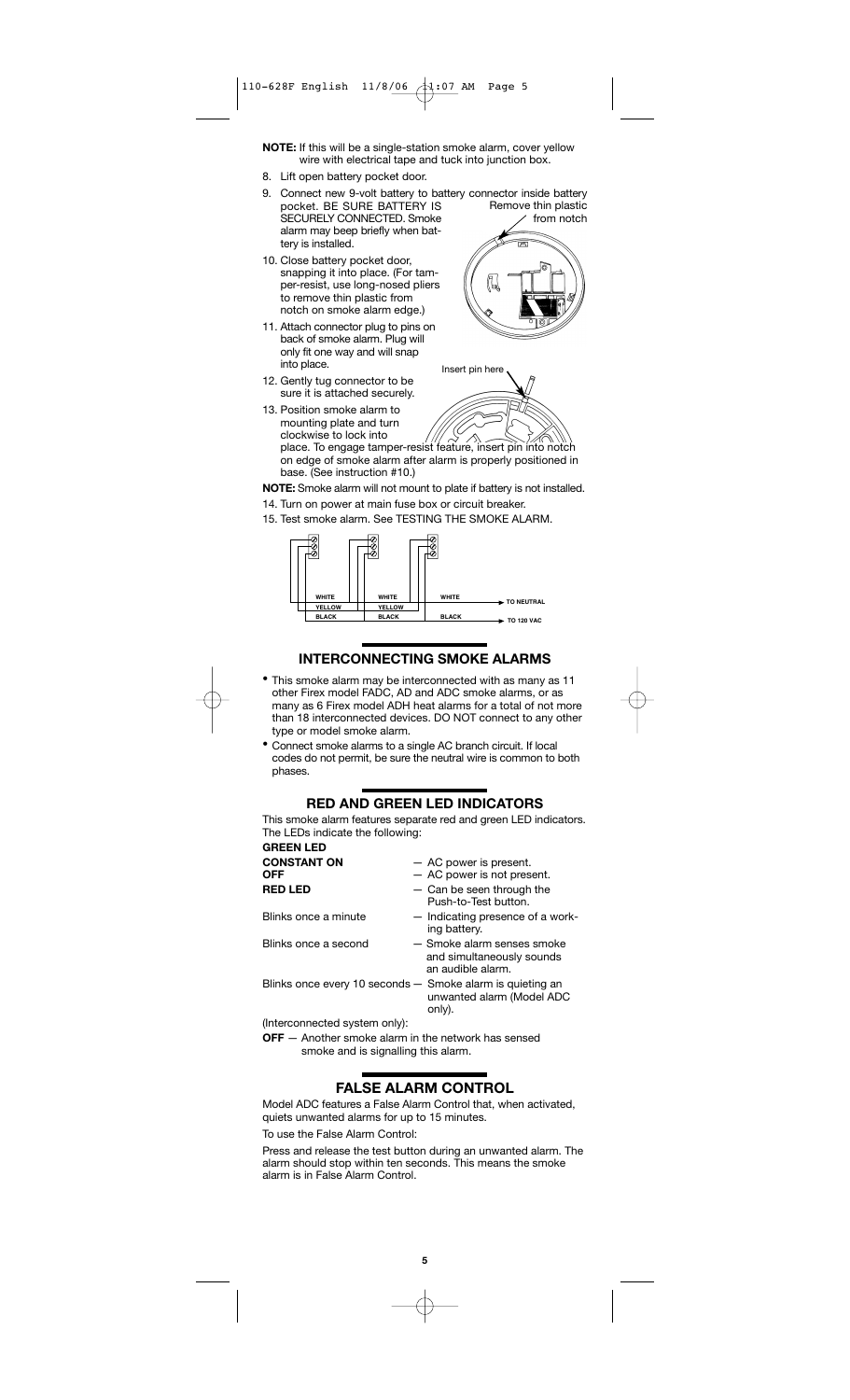**NOTE:** If this will be a single-station smoke alarm, cover yellow wire with electrical tape and tuck into junction box.

8. Lift open battery pocket door.
9. Connect new 9-volt battery to battery connector inside battery pocket. BE SURE BATTERY IS SECURELY CONNECTED. Smoke alarm may beep briefly when battery is installed.
10. Close battery pocket door, snapping it into place. (For tamper-resist, use long-nosed pliers to remove thin plastic from notch on smoke alarm edge.)
11. Attach connector plug to pins on back of smoke alarm. Plug will only fit one way and will snap into place.
12. Gently tug connector to be sure it is attached securely.
13. Position smoke alarm to mounting plate and turn clockwise to lock into place. To engage tamper-resist feature, insert pin into notch on edge of smoke alarm after alarm is properly positioned in base. (See instruction #10.)

Remove thin plastic from notch

Insert pin here

**NOTE:** Smoke alarm will not mount to plate if battery is not installed.

14. Turn on power at main fuse box or circuit breaker.
15. Test smoke alarm. See TESTING THE SMOKE ALARM.

WHITE — WHITE — WHITE → TO NEUTRAL
YELLOW — YELLOW
BLACK — BLACK — BLACK → TO 120 VAC

## INTERCONNECTING SMOKE ALARMS

- This smoke alarm may be interconnected with as many as 11 other Firex model FADC, AD and ADC smoke alarms, or as many as 6 Firex model ADH heat alarms for a total of not more than 18 interconnected devices. DO NOT connect to any other type or model smoke alarm.
- Connect smoke alarms to a single AC branch circuit. If local codes do not permit, be sure the neutral wire is common to both phases.

## RED AND GREEN LED INDICATORS

This smoke alarm features separate red and green LED indicators. The LEDs indicate the following:

**GREEN LED**

**CONSTANT ON** — AC power is present.
**OFF** — AC power is not present.

**RED LED** — Can be seen through the Push-to-Test button.

Blinks once a minute — Indicating presence of a working battery.

Blinks once a second — Smoke alarm senses smoke and simultaneously sounds an audible alarm.

Blinks once every 10 seconds — Smoke alarm is quieting an unwanted alarm (Model ADC only).

(Interconnected system only):

**OFF** — Another smoke alarm in the network has sensed smoke and is signalling this alarm.

## FALSE ALARM CONTROL

Model ADC features a False Alarm Control that, when activated, quiets unwanted alarms for up to 15 minutes.

To use the False Alarm Control:

Press and release the test button during an unwanted alarm. The alarm should stop within ten seconds. This means the smoke alarm is in False Alarm Control.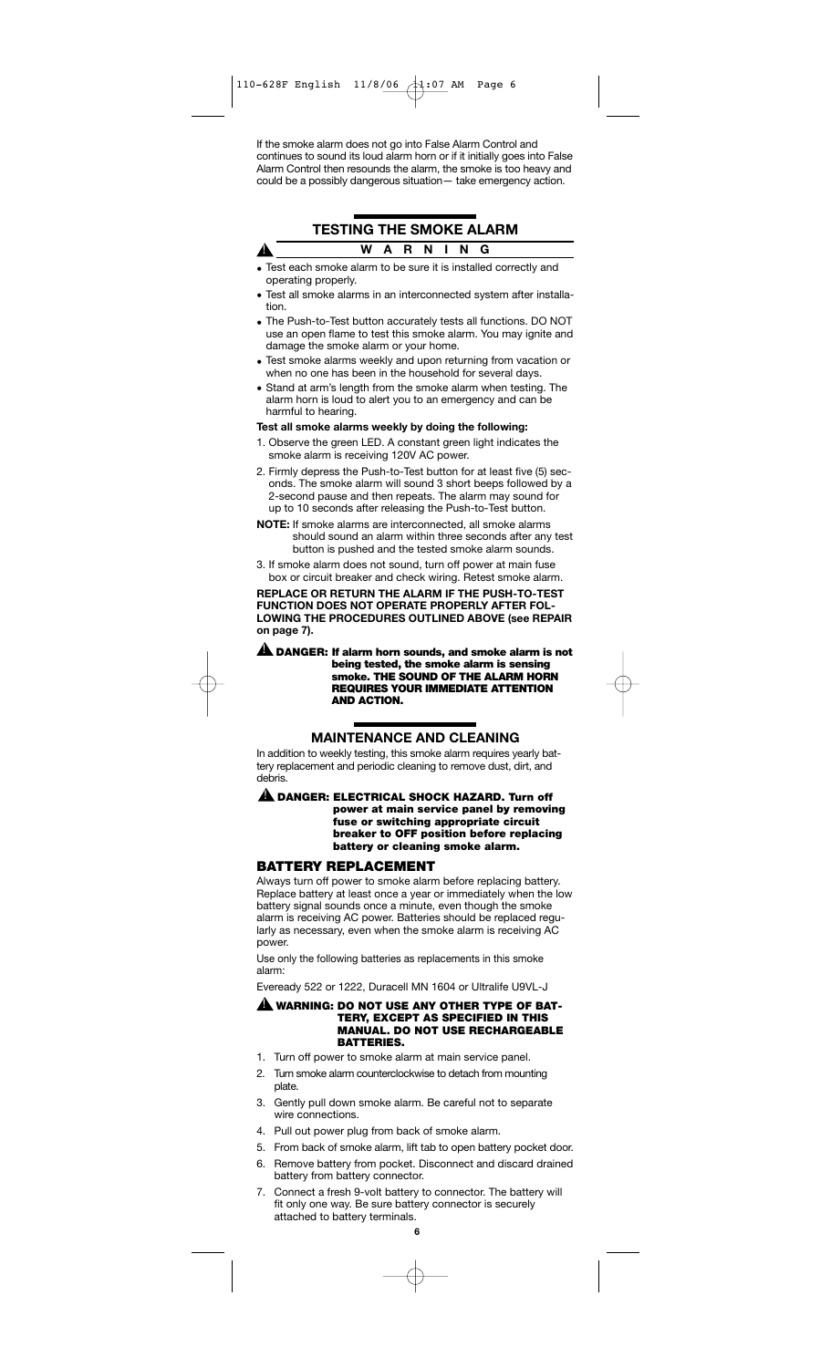If the smoke alarm does not go into False Alarm Control and continues to sound its loud alarm horn or if it initially goes into False Alarm Control then resounds the alarm, the smoke is too heavy and could be a possibly dangerous situation— take emergency action.

## TESTING THE SMOKE ALARM

**⚠ W A R N I N G**

- Test each smoke alarm to be sure it is installed correctly and operating properly.
- Test all smoke alarms in an interconnected system after installation.
- The Push-to-Test button accurately tests all functions. DO NOT use an open flame to test this smoke alarm. You may ignite and damage the smoke alarm or your home.
- Test smoke alarms weekly and upon returning from vacation or when no one has been in the household for several days.
- Stand at arm's length from the smoke alarm when testing. The alarm horn is loud to alert you to an emergency and can be harmful to hearing.

**Test all smoke alarms weekly by doing the following:**

1. Observe the green LED. A constant green light indicates the smoke alarm is receiving 120V AC power.
2. Firmly depress the Push-to-Test button for at least five (5) seconds. The smoke alarm will sound 3 short beeps followed by a 2-second pause and then repeats. The alarm may sound for up to 10 seconds after releasing the Push-to-Test button.

**NOTE:** If smoke alarms are interconnected, all smoke alarms should sound an alarm within three seconds after any test button is pushed and the tested smoke alarm sounds.

3. If smoke alarm does not sound, turn off power at main fuse box or circuit breaker and check wiring. Retest smoke alarm.

**REPLACE OR RETURN THE ALARM IF THE PUSH-TO-TEST FUNCTION DOES NOT OPERATE PROPERLY AFTER FOLLOWING THE PROCEDURES OUTLINED ABOVE (see REPAIR on page 7).**

**⚠ DANGER: If alarm horn sounds, and smoke alarm is not being tested, the smoke alarm is sensing smoke. THE SOUND OF THE ALARM HORN REQUIRES YOUR IMMEDIATE ATTENTION AND ACTION.**

## MAINTENANCE AND CLEANING

In addition to weekly testing, this smoke alarm requires yearly battery replacement and periodic cleaning to remove dust, dirt, and debris.

**⚠ DANGER: ELECTRICAL SHOCK HAZARD. Turn off power at main service panel by removing fuse or switching appropriate circuit breaker to OFF position before replacing battery or cleaning smoke alarm.**

### BATTERY REPLACEMENT

Always turn off power to smoke alarm before replacing battery. Replace battery at least once a year or immediately when the low battery signal sounds once a minute, even though the smoke alarm is receiving AC power. Batteries should be replaced regularly as necessary, even when the smoke alarm is receiving AC power.

Use only the following batteries as replacements in this smoke alarm:

Eveready 522 or 1222, Duracell MN 1604 or Ultralife U9VL-J

**⚠ WARNING: DO NOT USE ANY OTHER TYPE OF BATTERY, EXCEPT AS SPECIFIED IN THIS MANUAL. DO NOT USE RECHARGEABLE BATTERIES.**

1. Turn off power to smoke alarm at main service panel.
2. Turn smoke alarm counterclockwise to detach from mounting plate.
3. Gently pull down smoke alarm. Be careful not to separate wire connections.
4. Pull out power plug from back of smoke alarm.
5. From back of smoke alarm, lift tab to open battery pocket door.
6. Remove battery from pocket. Disconnect and discard drained battery from battery connector.
7. Connect a fresh 9-volt battery to connector. The battery will fit only one way. Be sure battery connector is securely attached to battery terminals.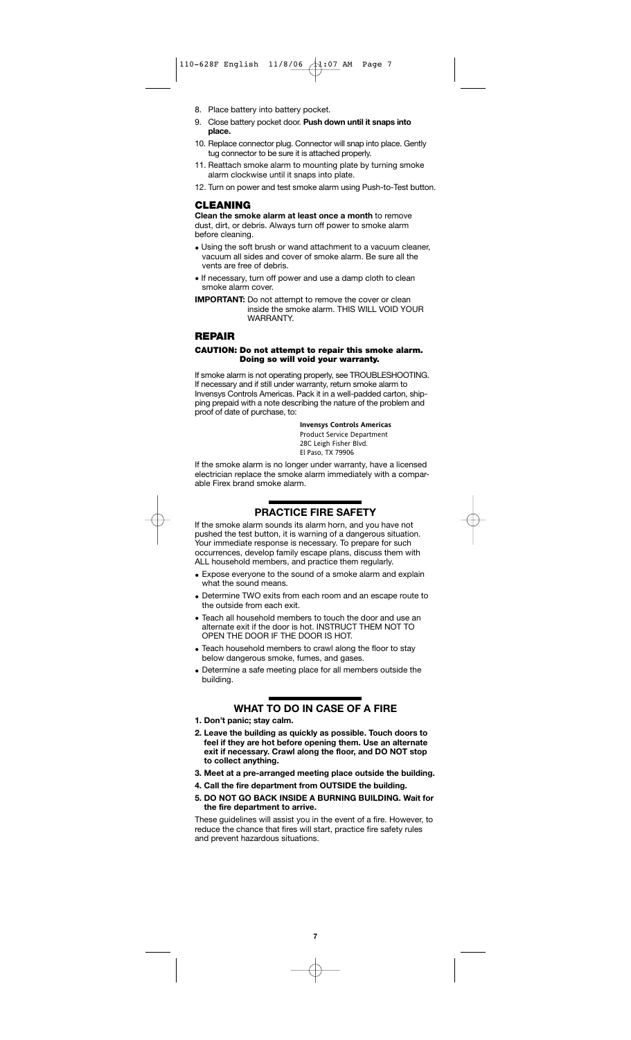8. Place battery into battery pocket.
9. Close battery pocket door. **Push down until it snaps into place.**
10. Replace connector plug. Connector will snap into place. Gently tug connector to be sure it is attached properly.
11. Reattach smoke alarm to mounting plate by turning smoke alarm clockwise until it snaps into plate.
12. Turn on power and test smoke alarm using Push-to-Test button.

## CLEANING

**Clean the smoke alarm at least once a month** to remove dust, dirt, or debris. Always turn off power to smoke alarm before cleaning.

- Using the soft brush or wand attachment to a vacuum cleaner, vacuum all sides and cover of smoke alarm. Be sure all the vents are free of debris.
- If necessary, turn off power and use a damp cloth to clean smoke alarm cover.

**IMPORTANT:** Do not attempt to remove the cover or clean inside the smoke alarm. THIS WILL VOID YOUR WARRANTY.

## REPAIR

**CAUTION: Do not attempt to repair this smoke alarm. Doing so will void your warranty.**

If smoke alarm is not operating properly, see TROUBLESHOOTING. If necessary and if still under warranty, return smoke alarm to Invensys Controls Americas. Pack it in a well-padded carton, shipping prepaid with a note describing the nature of the problem and proof of date of purchase, to:

**Invensys Controls Americas**
Product Service Department
28C Leigh Fisher Blvd.
El Paso, TX 79906

If the smoke alarm is no longer under warranty, have a licensed electrician replace the smoke alarm immediately with a comparable Firex brand smoke alarm.

## PRACTICE FIRE SAFETY

If the smoke alarm sounds its alarm horn, and you have not pushed the test button, it is warning of a dangerous situation. Your immediate response is necessary. To prepare for such occurrences, develop family escape plans, discuss them with ALL household members, and practice them regularly.

- Expose everyone to the sound of a smoke alarm and explain what the sound means.
- Determine TWO exits from each room and an escape route to the outside from each exit.
- Teach all household members to touch the door and use an alternate exit if the door is hot. INSTRUCT THEM NOT TO OPEN THE DOOR IF THE DOOR IS HOT.
- Teach household members to crawl along the floor to stay below dangerous smoke, fumes, and gases.
- Determine a safe meeting place for all members outside the building.

## WHAT TO DO IN CASE OF A FIRE

1. **Don't panic; stay calm.**
2. **Leave the building as quickly as possible. Touch doors to feel if they are hot before opening them. Use an alternate exit if necessary. Crawl along the floor, and DO NOT stop to collect anything.**
3. **Meet at a pre-arranged meeting place outside the building.**
4. **Call the fire department from OUTSIDE the building.**
5. **DO NOT GO BACK INSIDE A BURNING BUILDING. Wait for the fire department to arrive.**

These guidelines will assist you in the event of a fire. However, to reduce the chance that fires will start, practice fire safety rules and prevent hazardous situations.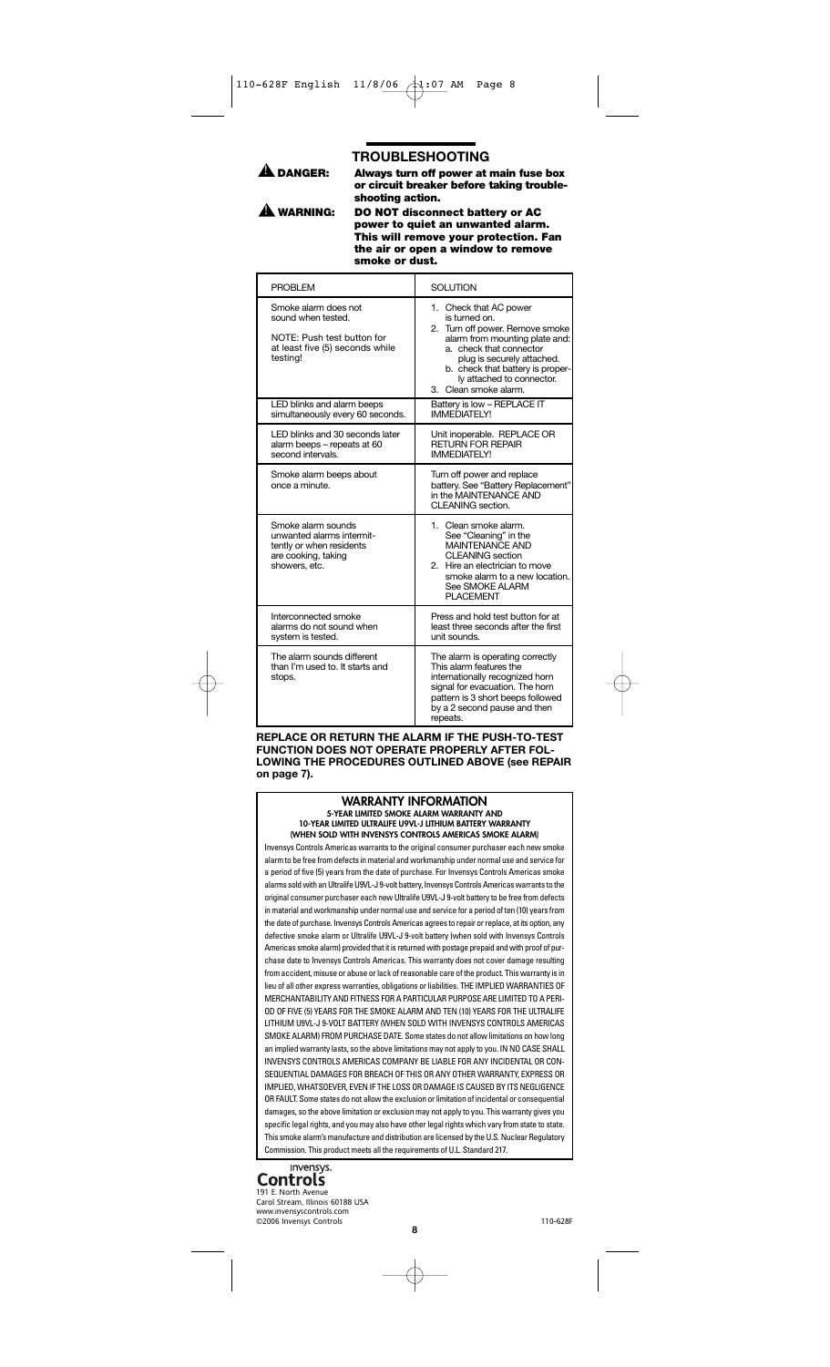## TROUBLESHOOTING

**⚠ DANGER: Always turn off power at main fuse box or circuit breaker before taking troubleshooting action.**

**⚠ WARNING: DO NOT disconnect battery or AC power to quiet an unwanted alarm. This will remove your protection. Fan the air or open a window to remove smoke or dust.**

| PROBLEM | SOLUTION |
|---|---|
| Smoke alarm does not sound when tested.<br><br>NOTE: Push test button for at least five (5) seconds while testing! | 1. Check that AC power is turned on.<br>2. Turn off power. Remove smoke alarm from mounting plate and:<br>a. check that connector plug is securely attached.<br>b. check that battery is properly attached to connector.<br>3. Clean smoke alarm. |
| LED blinks and alarm beeps simultaneously every 60 seconds. | Battery is low – REPLACE IT IMMEDIATELY! |
| LED blinks and 30 seconds later alarm beeps – repeats at 60 second intervals. | Unit inoperable. REPLACE OR RETURN FOR REPAIR IMMEDIATELY! |
| Smoke alarm beeps about once a minute. | Turn off power and replace battery. See "Battery Replacement" in the MAINTENANCE AND CLEANING section. |
| Smoke alarm sounds unwanted alarms intermittently or when residents are cooking, taking showers, etc. | 1. Clean smoke alarm. See "Cleaning" in the MAINTENANCE AND CLEANING section<br>2. Hire an electrician to move smoke alarm to a new location. See SMOKE ALARM PLACEMENT |
| Interconnected smoke alarms do not sound when system is tested. | Press and hold test button for at least three seconds after the first unit sounds. |
| The alarm sounds different than I'm used to. It starts and stops. | The alarm is operating correctly This alarm features the internationally recognized horn signal for evacuation. The horn pattern is 3 short beeps followed by a 2 second pause and then repeats. |

**REPLACE OR RETURN THE ALARM IF THE PUSH-TO-TEST FUNCTION DOES NOT OPERATE PROPERLY AFTER FOLLOWING THE PROCEDURES OUTLINED ABOVE (see REPAIR on page 7).**

## WARRANTY INFORMATION

**5-YEAR LIMITED SMOKE ALARM WARRANTY AND**
**10-YEAR LIMITED ULTRALIFE U9VL-J LITHIUM BATTERY WARRANTY**
**(WHEN SOLD WITH INVENSYS CONTROLS AMERICAS SMOKE ALARM)**

Invensys Controls Americas warrants to the original consumer purchaser each new smoke alarm to be free from defects in material and workmanship under normal use and service for a period of five (5) years from the date of purchase. For Invensys Controls Americas smoke alarms sold with an Ultralife U9VL-J 9-volt battery, Invensys Controls Americas warrants to the original consumer purchaser each new Ultralife U9VL-J 9-volt battery to be free from defects in material and workmanship under normal use and service for a period of ten (10) years from the date of purchase. Invensys Controls Americas agrees to repair or replace, at its option, any defective smoke alarm or Ultralife U9VL-J 9-volt battery (when sold with Invensys Controls Americas smoke alarm) provided that it is returned with postage prepaid and with proof of purchase date to Invensys Controls Americas. This warranty does not cover damage resulting from accident, misuse or abuse or lack of reasonable care of the product. This warranty is in lieu of all other express warranties, obligations or liabilities. THE IMPLIED WARRANTIES OF MERCHANTABILITY AND FITNESS FOR A PARTICULAR PURPOSE ARE LIMITED TO A PERIOD OF FIVE (5) YEARS FOR THE SMOKE ALARM AND TEN (10) YEARS FOR THE ULTRALIFE LITHIUM U9VL-J 9-VOLT BATTERY (WHEN SOLD WITH INVENSYS CONTROLS AMERICAS SMOKE ALARM) FROM PURCHASE DATE. Some states do not allow limitations on how long an implied warranty lasts, so the above limitations may not apply to you. IN NO CASE SHALL INVENSYS CONTROLS AMERICAS COMPANY BE LIABLE FOR ANY INCIDENTAL OR CONSEQUENTIAL DAMAGES FOR BREACH OF THIS OR ANY OTHER WARRANTY, EXPRESS OR IMPLIED, WHATSOEVER, EVEN IF THE LOSS OR DAMAGE IS CAUSED BY ITS NEGLIGENCE OR FAULT. Some states do not allow the exclusion or limitation of incidental or consequential damages, so the above limitation or exclusion may not apply to you. This warranty gives you specific legal rights, and you may also have other legal rights which vary from state to state. This smoke alarm's manufacture and distribution are licensed by the U.S. Nuclear Regulatory Commission. This product meets all the requirements of U.L. Standard 217.

Invensys. Controls
191 E. North Avenue
Carol Stream, Illinois 60188 USA
www.invensyscontrols.com
©2006 Invensys Controls

110-628F